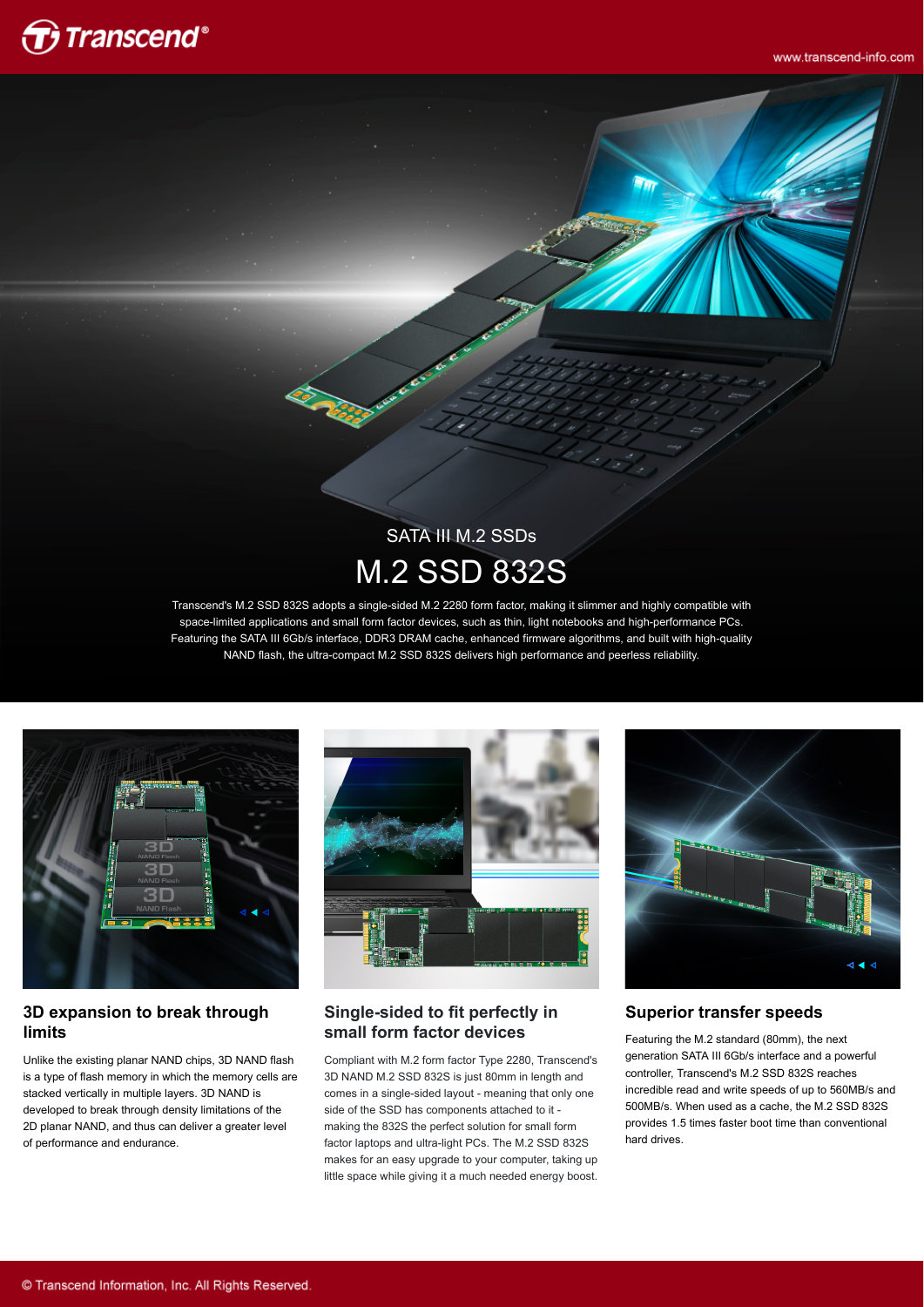SATA III M.2 SSDs

# M.2 SSD 832S

Transcend's M.2 SSD 832S adopts a single-sided M.2 2280 form factor, making it slimmer and highly compatible with space-limited applications and small form factor devices, such as thin, light notebooks and high-performance PCs. Featuring the SATA III 6Gb/s interface, DDR3 DRAM cache, enhanced firmware algorithms, and built with high-quality NAND flash, the ultra-compact M.2 SSD 832S delivers high performance and peerless reliability.

## 3D expansion to break through limits

Unlike the existing planar NAND chips, 3D NAND flash is a type of flash memory in which the memory cells are stacked vertically in multiple layers. 3D NAND is developed to break through density limitations of the 2D planar NAND, and thus can deliver a greater level of performance and endurance.

## Single-sided to fit perfectly in small form factor devices

Compliant with M.2 form factor Type 2280, Transcend's 3D NAND M.2 SSD 832S is just 80mm in length and comes in a single-sided layout - meaning that only one side of the SSD has components attached to it - making the 832S the perfect solution for small form factor laptops and ultra-light PCs. The M.2 SSD 832S makes for an easy upgrade to your computer, taking up little space while giving it a much needed energy boost.

## Superior transfer speeds

Featuring the M.2 standard (80mm), the next generation SATA III 6Gb/s interface and a powerful controller, Transcend's M.2 SSD 832S reaches incredible read and write speeds of up to 560MB/s and 500MB/s. When used as a cache, the M.2 SSD 832S provides 1.5 times faster boot time than conventional hard drives.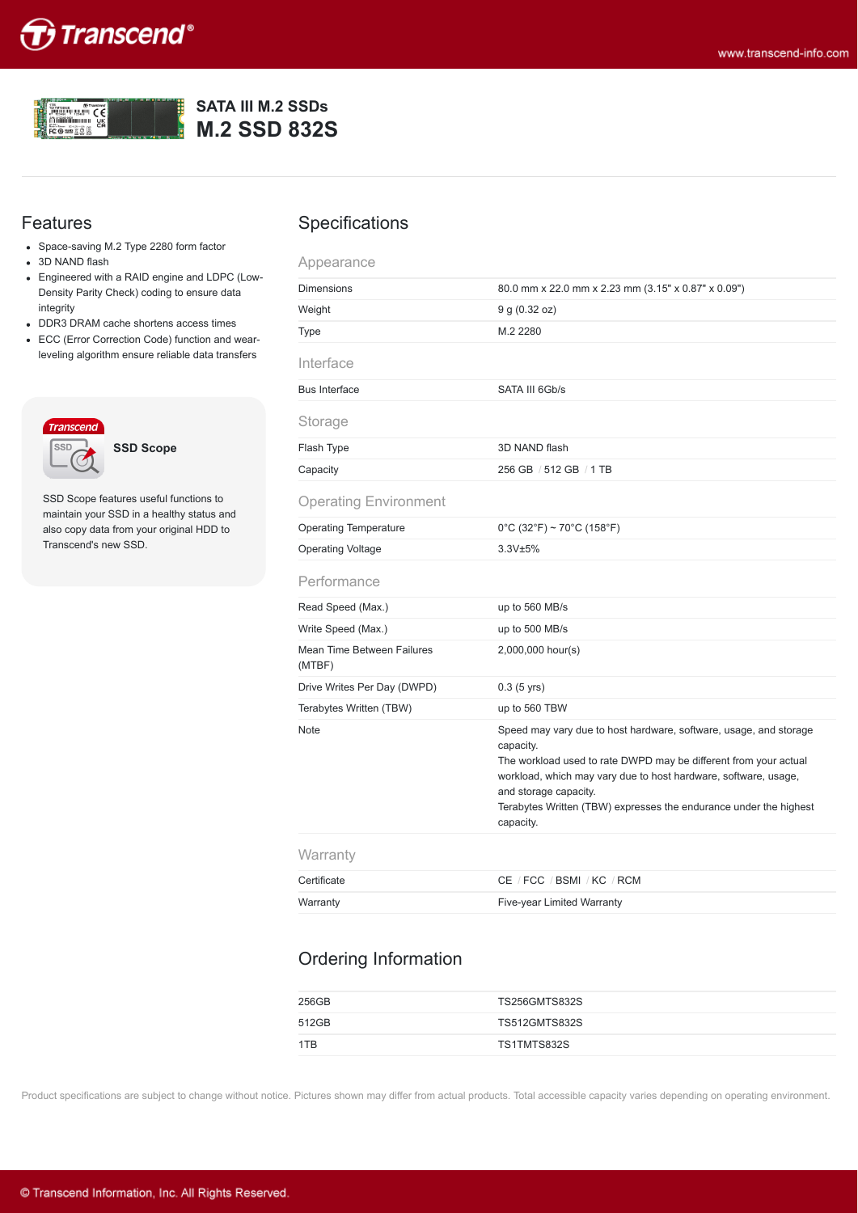SATA III M.2 SSDs

# M.2 SSD 832S

## Features

- Space-saving M.2 Type 2280 form factor
- 3D NAND flash
- Engineered with a RAID engine and LDPC (Low-Density Parity Check) coding to ensure data integrity
- DDR3 DRAM cache shortens access times
- ECC (Error Correction Code) function and wear-leveling algorithm ensure reliable data transfers

### SSD Scope

SSD Scope features useful functions to maintain your SSD in a healthy status and also copy data from your original HDD to Transcend's new SSD.

## Specifications

### Appearance

| | |
|---|---|
| Dimensions | 80.0 mm x 22.0 mm x 2.23 mm (3.15" x 0.87" x 0.09") |
| Weight | 9 g (0.32 oz) |
| Type | M.2 2280 |

### Interface

| | |
|---|---|
| Bus Interface | SATA III 6Gb/s |

### Storage

| | |
|---|---|
| Flash Type | 3D NAND flash |
| Capacity | 256 GB / 512 GB / 1 TB |

### Operating Environment

| | |
|---|---|
| Operating Temperature | 0°C (32°F) ~ 70°C (158°F) |
| Operating Voltage | 3.3V±5% |

### Performance

| | |
|---|---|
| Read Speed (Max.) | up to 560 MB/s |
| Write Speed (Max.) | up to 500 MB/s |
| Mean Time Between Failures (MTBF) | 2,000,000 hour(s) |
| Drive Writes Per Day (DWPD) | 0.3 (5 yrs) |
| Terabytes Written (TBW) | up to 560 TBW |
| Note | Speed may vary due to host hardware, software, usage, and storage capacity. The workload used to rate DWPD may be different from your actual workload, which may vary due to host hardware, software, usage, and storage capacity. Terabytes Written (TBW) expresses the endurance under the highest capacity. |

### Warranty

| | |
|---|---|
| Certificate | CE / FCC / BSMI / KC / RCM |
| Warranty | Five-year Limited Warranty |

## Ordering Information

| | |
|---|---|
| 256GB | TS256GMTS832S |
| 512GB | TS512GMTS832S |
| 1TB | TS1TMTS832S |

Product specifications are subject to change without notice. Pictures shown may differ from actual products. Total accessible capacity varies depending on operating environment.